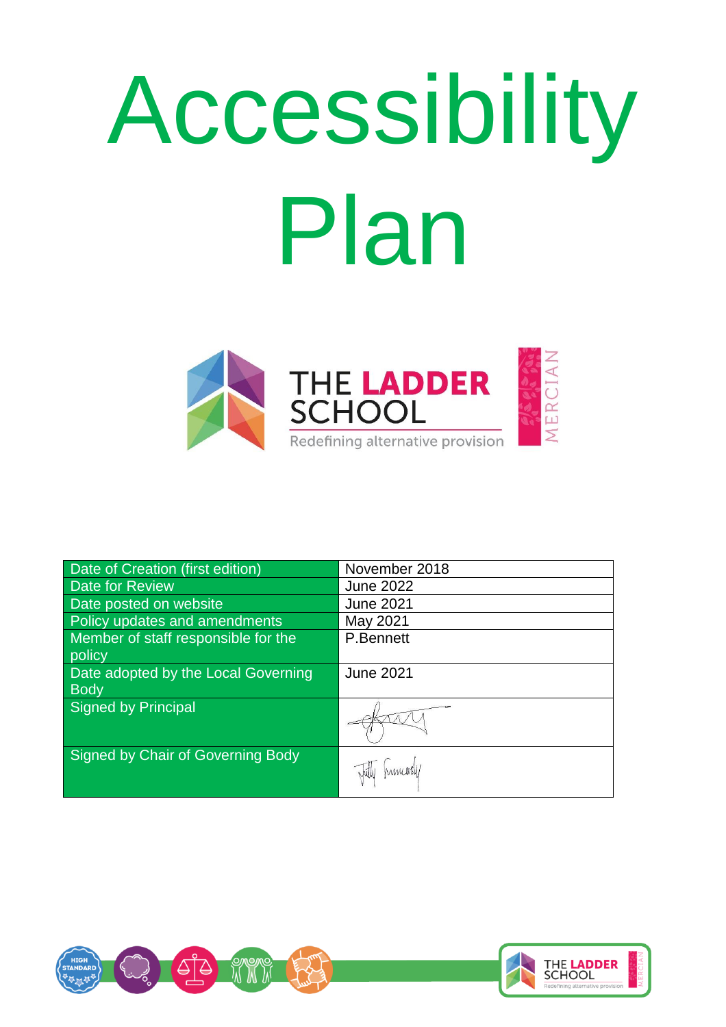# Accessibility Plan

THE LADDER SCHOOL

Redefining alternative provision

MERCIAN

| Date of Creation (first edition) | November 2018 |
|---|---|
| Date for Review | June 2022 |
| Date posted on website | June 2021 |
| Policy updates and amendments | May 2021 |
| Member of staff responsible for the policy | P.Bennett |
| Date adopted by the Local Governing Body | June 2021 |
| Signed by Principal | |
| Signed by Chair of Governing Body | |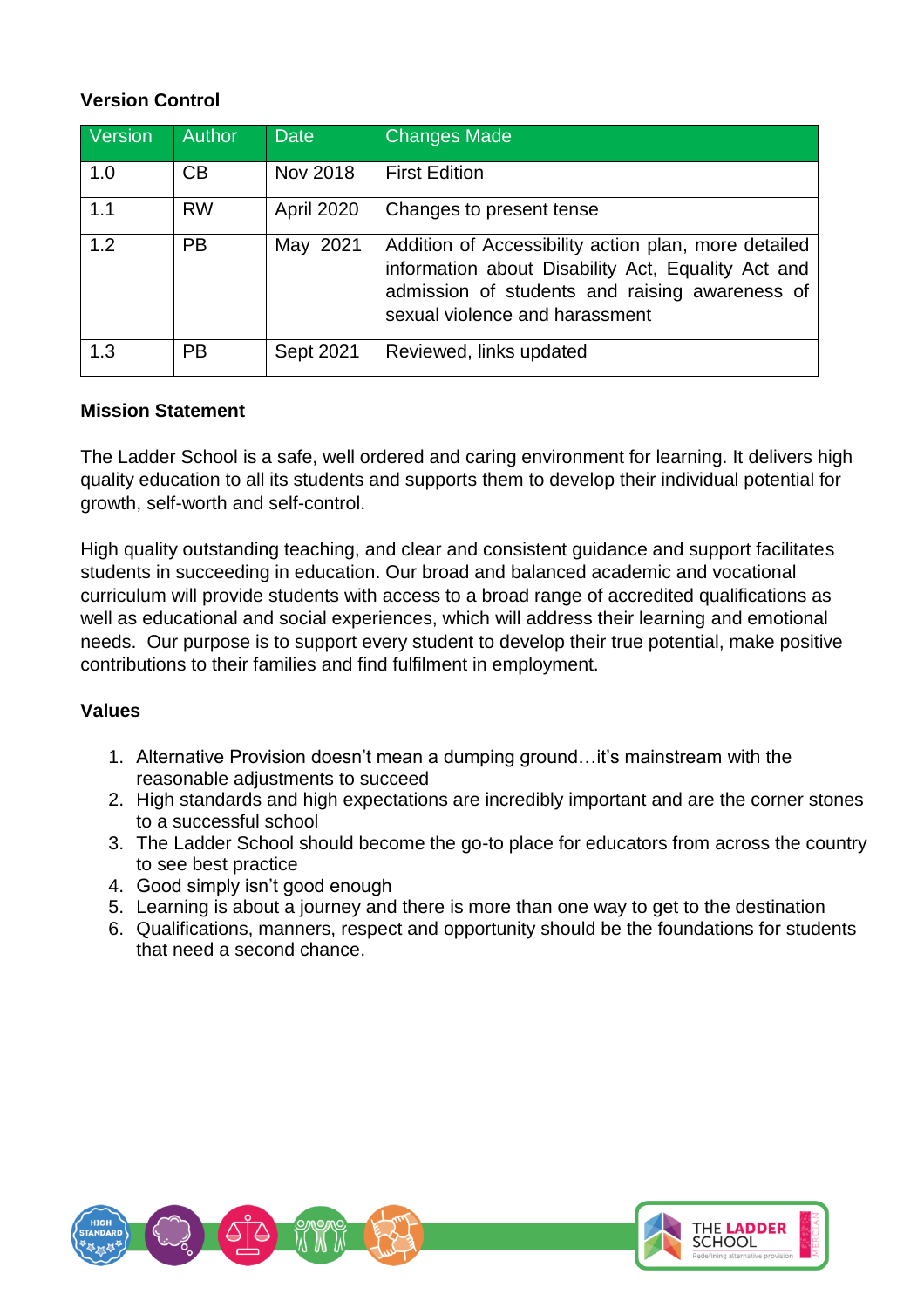**Version Control**

| Version | Author | Date | Changes Made |
|---|---|---|---|
| 1.0 | CB | Nov 2018 | First Edition |
| 1.1 | RW | April 2020 | Changes to present tense |
| 1.2 | PB | May 2021 | Addition of Accessibility action plan, more detailed information about Disability Act, Equality Act and admission of students and raising awareness of sexual violence and harassment |
| 1.3 | PB | Sept 2021 | Reviewed, links updated |

**Mission Statement**

The Ladder School is a safe, well ordered and caring environment for learning. It delivers high quality education to all its students and supports them to develop their individual potential for growth, self-worth and self-control.

High quality outstanding teaching, and clear and consistent guidance and support facilitates students in succeeding in education. Our broad and balanced academic and vocational curriculum will provide students with access to a broad range of accredited qualifications as well as educational and social experiences, which will address their learning and emotional needs. Our purpose is to support every student to develop their true potential, make positive contributions to their families and find fulfilment in employment.

**Values**

1. Alternative Provision doesn't mean a dumping ground…it's mainstream with the reasonable adjustments to succeed
2. High standards and high expectations are incredibly important and are the corner stones to a successful school
3. The Ladder School should become the go-to place for educators from across the country to see best practice
4. Good simply isn't good enough
5. Learning is about a journey and there is more than one way to get to the destination
6. Qualifications, manners, respect and opportunity should be the foundations for students that need a second chance.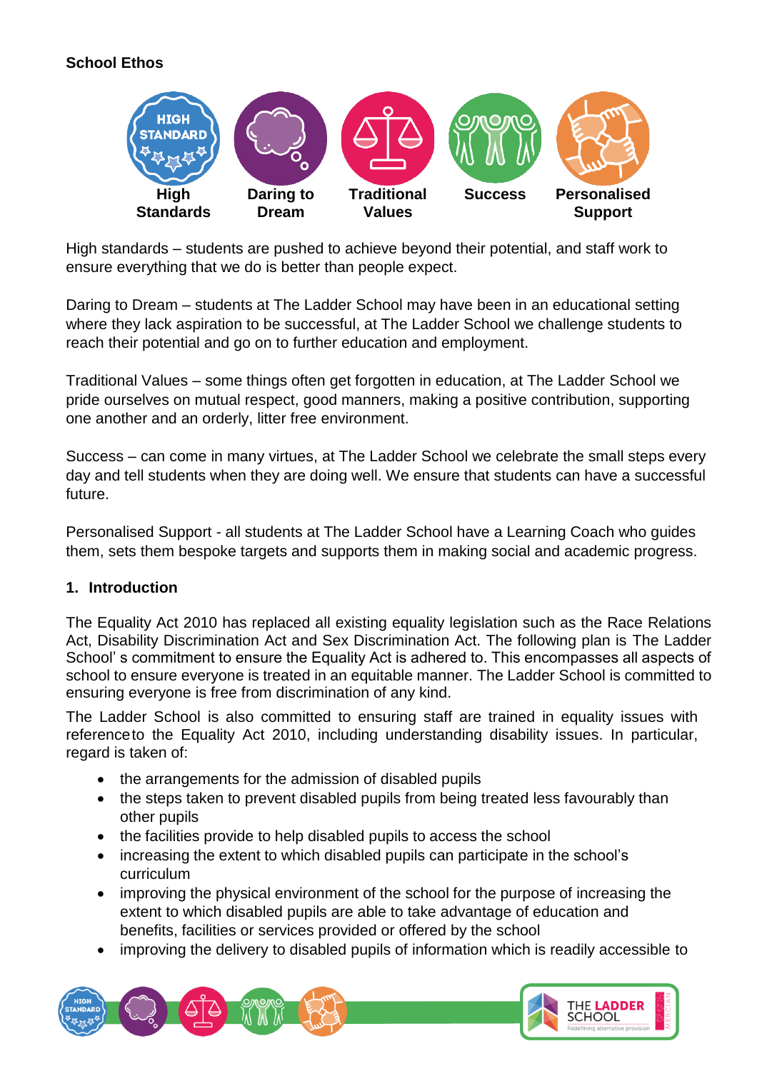**School Ethos**

High Standards | Daring to Dream | Traditional Values | Success | Personalised Support

High standards – students are pushed to achieve beyond their potential, and staff work to ensure everything that we do is better than people expect.

Daring to Dream – students at The Ladder School may have been in an educational setting where they lack aspiration to be successful, at The Ladder School we challenge students to reach their potential and go on to further education and employment.

Traditional Values – some things often get forgotten in education, at The Ladder School we pride ourselves on mutual respect, good manners, making a positive contribution, supporting one another and an orderly, litter free environment.

Success – can come in many virtues, at The Ladder School we celebrate the small steps every day and tell students when they are doing well. We ensure that students can have a successful future.

Personalised Support - all students at The Ladder School have a Learning Coach who guides them, sets them bespoke targets and supports them in making social and academic progress.

## 1. Introduction

The Equality Act 2010 has replaced all existing equality legislation such as the Race Relations Act, Disability Discrimination Act and Sex Discrimination Act. The following plan is The Ladder School' s commitment to ensure the Equality Act is adhered to. This encompasses all aspects of school to ensure everyone is treated in an equitable manner. The Ladder School is committed to ensuring everyone is free from discrimination of any kind.

The Ladder School is also committed to ensuring staff are trained in equality issues with referenceto the Equality Act 2010, including understanding disability issues. In particular, regard is taken of:

- the arrangements for the admission of disabled pupils
- the steps taken to prevent disabled pupils from being treated less favourably than other pupils
- the facilities provide to help disabled pupils to access the school
- increasing the extent to which disabled pupils can participate in the school's curriculum
- improving the physical environment of the school for the purpose of increasing the extent to which disabled pupils are able to take advantage of education and benefits, facilities or services provided or offered by the school
- improving the delivery to disabled pupils of information which is readily accessible to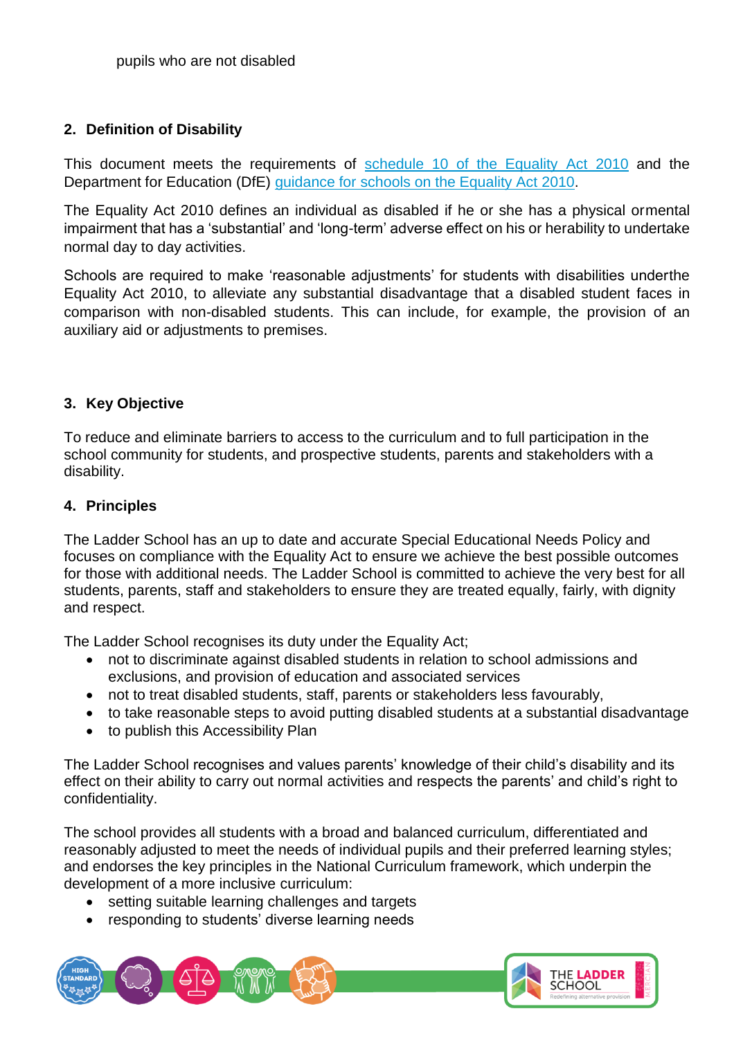pupils who are not disabled

## 2. Definition of Disability

This document meets the requirements of [schedule 10 of the Equality Act 2010] and the Department for Education (DfE) [guidance for schools on the Equality Act 2010].

The Equality Act 2010 defines an individual as disabled if he or she has a physical ormental impairment that has a 'substantial' and 'long-term' adverse effect on his or herability to undertake normal day to day activities.

Schools are required to make 'reasonable adjustments' for students with disabilities underthe Equality Act 2010, to alleviate any substantial disadvantage that a disabled student faces in comparison with non-disabled students. This can include, for example, the provision of an auxiliary aid or adjustments to premises.

## 3. Key Objective

To reduce and eliminate barriers to access to the curriculum and to full participation in the school community for students, and prospective students, parents and stakeholders with a disability.

## 4. Principles

The Ladder School has an up to date and accurate Special Educational Needs Policy and focuses on compliance with the Equality Act to ensure we achieve the best possible outcomes for those with additional needs. The Ladder School is committed to achieve the very best for all students, parents, staff and stakeholders to ensure they are treated equally, fairly, with dignity and respect.

The Ladder School recognises its duty under the Equality Act;

- not to discriminate against disabled students in relation to school admissions and exclusions, and provision of education and associated services
- not to treat disabled students, staff, parents or stakeholders less favourably,
- to take reasonable steps to avoid putting disabled students at a substantial disadvantage
- to publish this Accessibility Plan

The Ladder School recognises and values parents' knowledge of their child's disability and its effect on their ability to carry out normal activities and respects the parents' and child's right to confidentiality.

The school provides all students with a broad and balanced curriculum, differentiated and reasonably adjusted to meet the needs of individual pupils and their preferred learning styles; and endorses the key principles in the National Curriculum framework, which underpin the development of a more inclusive curriculum:

- setting suitable learning challenges and targets
- responding to students' diverse learning needs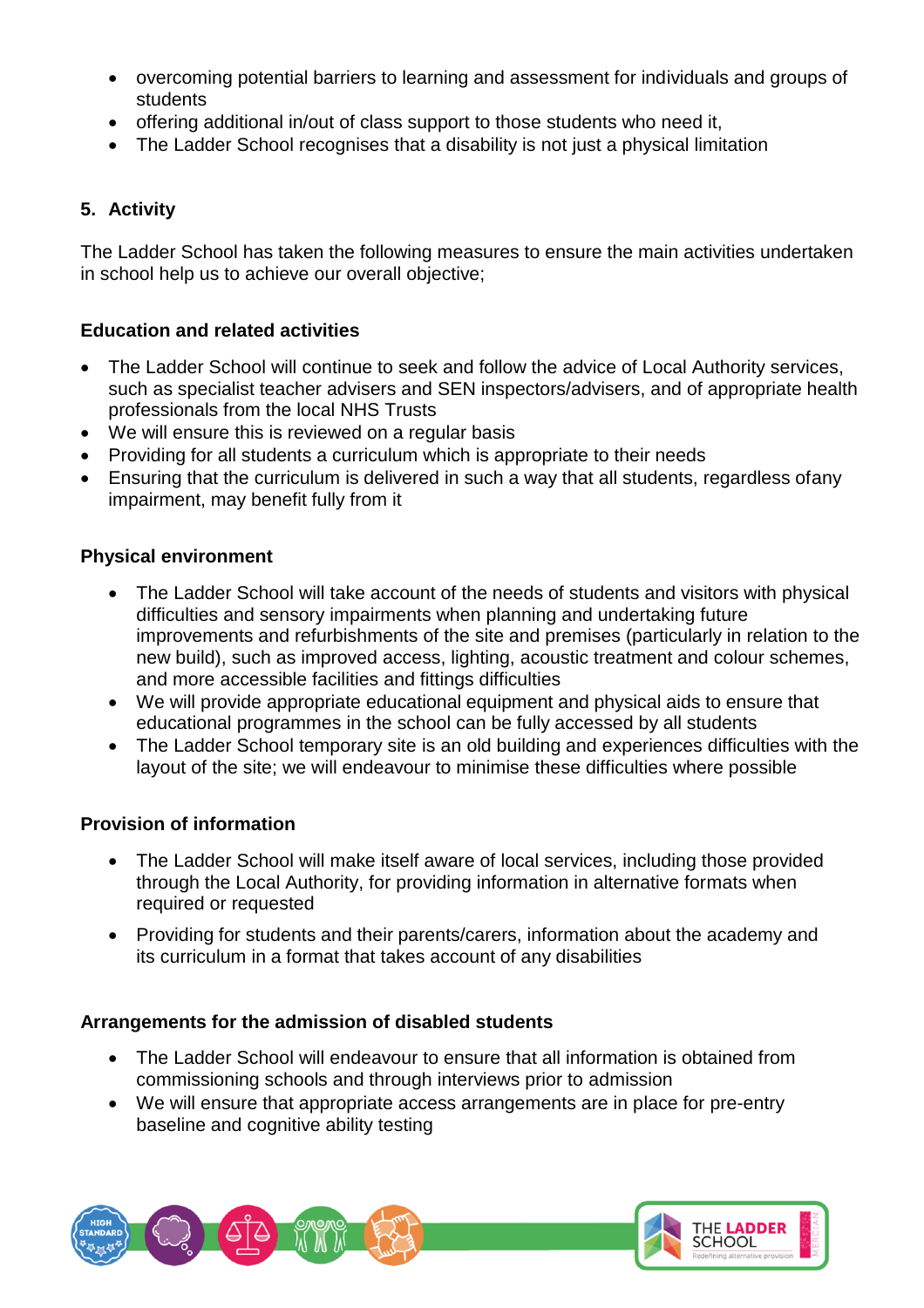- overcoming potential barriers to learning and assessment for individuals and groups of students
- offering additional in/out of class support to those students who need it,
- The Ladder School recognises that a disability is not just a physical limitation

## 5. Activity

The Ladder School has taken the following measures to ensure the main activities undertaken in school help us to achieve our overall objective;

### Education and related activities

- The Ladder School will continue to seek and follow the advice of Local Authority services, such as specialist teacher advisers and SEN inspectors/advisers, and of appropriate health professionals from the local NHS Trusts
- We will ensure this is reviewed on a regular basis
- Providing for all students a curriculum which is appropriate to their needs
- Ensuring that the curriculum is delivered in such a way that all students, regardless ofany impairment, may benefit fully from it

### Physical environment

- The Ladder School will take account of the needs of students and visitors with physical difficulties and sensory impairments when planning and undertaking future improvements and refurbishments of the site and premises (particularly in relation to the new build), such as improved access, lighting, acoustic treatment and colour schemes, and more accessible facilities and fittings difficulties
- We will provide appropriate educational equipment and physical aids to ensure that educational programmes in the school can be fully accessed by all students
- The Ladder School temporary site is an old building and experiences difficulties with the layout of the site; we will endeavour to minimise these difficulties where possible

### Provision of information

- The Ladder School will make itself aware of local services, including those provided through the Local Authority, for providing information in alternative formats when required or requested
- Providing for students and their parents/carers, information about the academy and its curriculum in a format that takes account of any disabilities

### Arrangements for the admission of disabled students

- The Ladder School will endeavour to ensure that all information is obtained from commissioning schools and through interviews prior to admission
- We will ensure that appropriate access arrangements are in place for pre-entry baseline and cognitive ability testing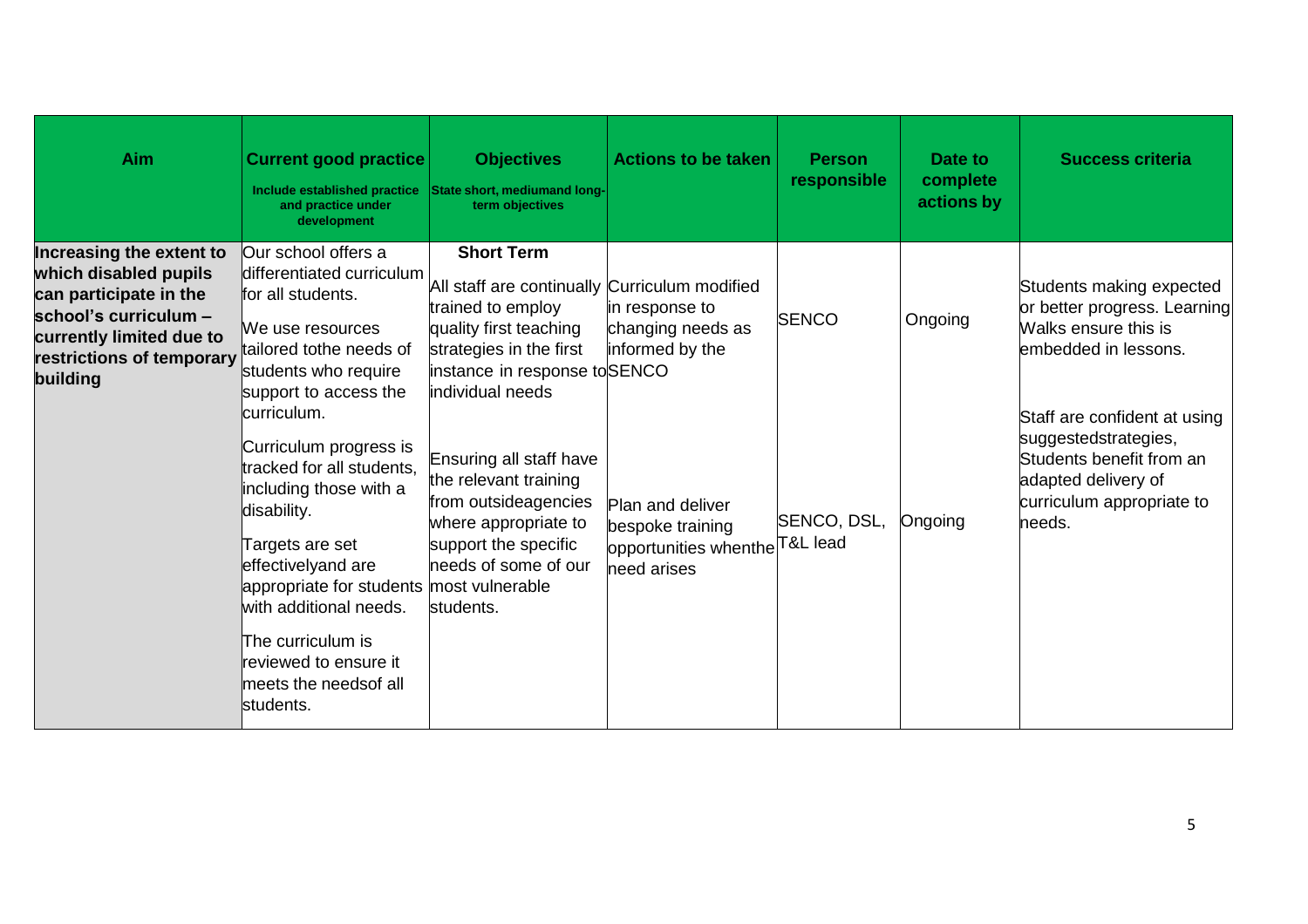| Aim | Current good practice<br>Include established practice and practice under development | Objectives<br>State short, mediumand long-term objectives | Actions to be taken | Person responsible | Date to complete actions by | Success criteria |
|---|---|---|---|---|---|---|
| **Increasing the extent to which disabled pupils can participate in the school's curriculum – currently limited due to restrictions of temporary building** | Our school offers a differentiated curriculum for all students.<br><br>We use resources tailored tothe needs of students who require support to access the curriculum.<br><br>Curriculum progress is tracked for all students, including those with a disability.<br><br>Targets are set effectivelyand are appropriate for students with additional needs.<br><br>The curriculum is reviewed to ensure it meets the needsof all students. | **Short Term**<br><br>All staff are continually trained to employ quality first teaching strategies in the first instance in response to individual needs<br><br>Ensuring all staff have the relevant training from outsideagencies where appropriate to support the specific needs of some of our most vulnerable students. | Curriculum modified in response to changing needs as informed by the SENCO<br><br>Plan and deliver bespoke training opportunities whenthe need arises | SENCO<br><br>SENCO, DSL, T&L lead | Ongoing<br><br>Ongoing | Students making expected or better progress. Learning Walks ensure this is embedded in lessons.<br><br>Staff are confident at using suggestedstrategies, Students benefit from an adapted delivery of curriculum appropriate to needs. |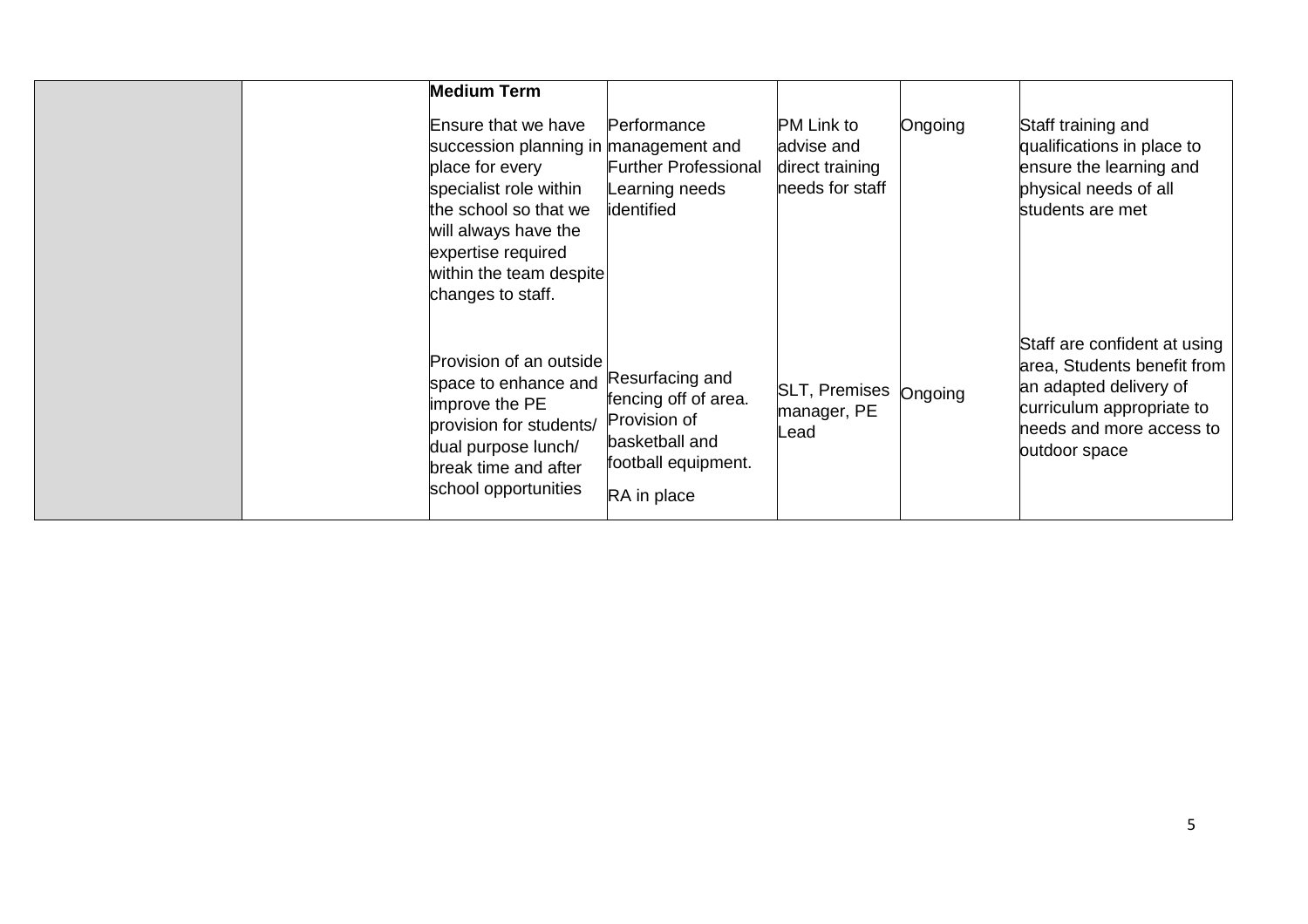| | | | | | | |
|---|---|---|---|---|---|---|
| | | **Medium Term**<br><br>Ensure that we have succession planning in place for every specialist role within the school so that we will always have the expertise required within the team despite changes to staff. | Performance management and Further Professional Learning needs identified | PM Link to advise and direct training needs for staff | Ongoing | Staff training and qualifications in place to ensure the learning and physical needs of all students are met |
| | | Provision of an outside space to enhance and improve the PE provision for students/ dual purpose lunch/ break time and after school opportunities | Resurfacing and fencing off of area. Provision of basketball and football equipment.<br><br>RA in place | SLT, Premises manager, PE Lead | Ongoing | Staff are confident at using area, Students benefit from an adapted delivery of curriculum appropriate to needs and more access to outdoor space |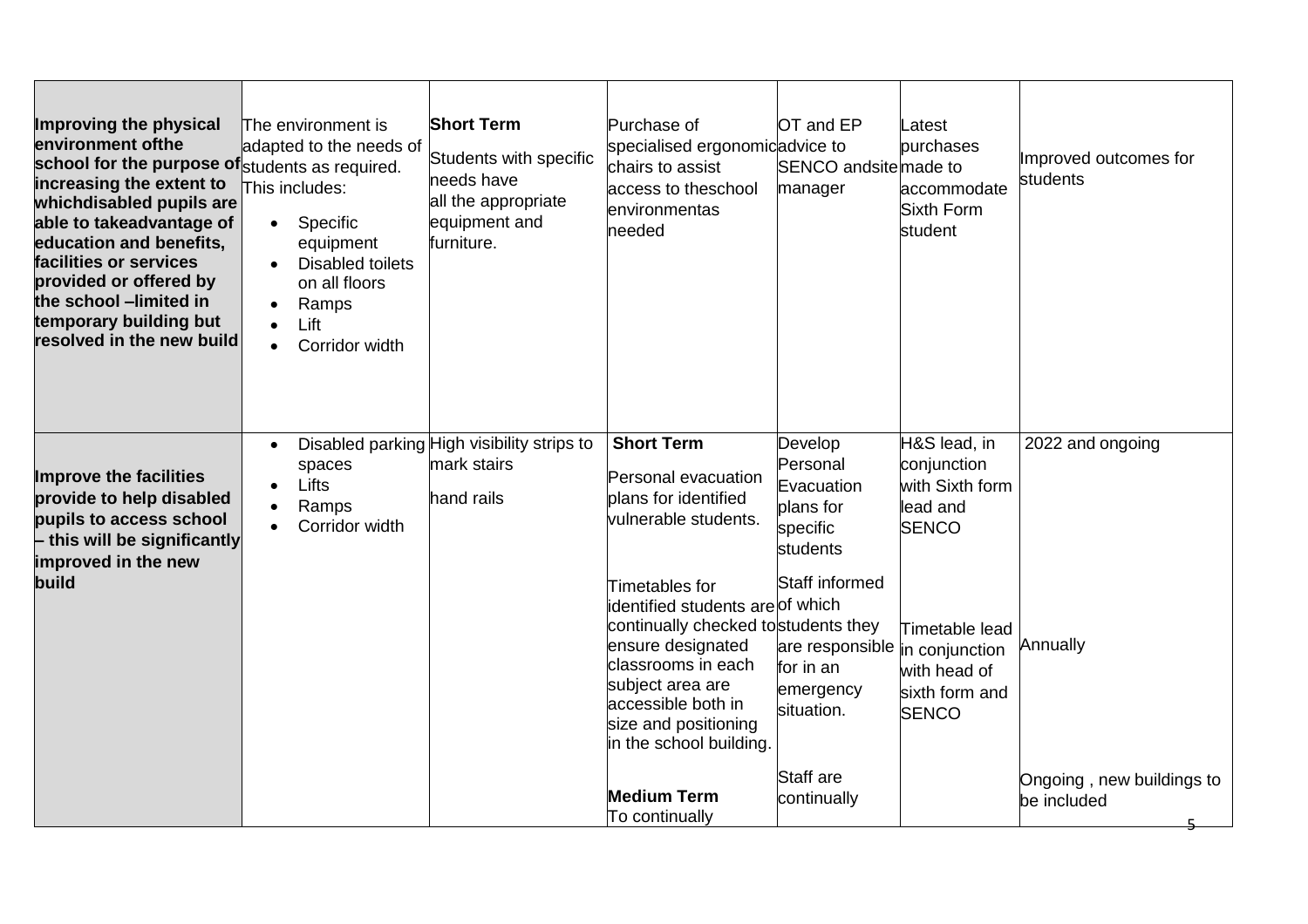| | | | | | | |
|---|---|---|---|---|---|---|
| **Improving the physical environment ofthe school for the purpose of increasing the extent to whichdisabled pupils are able to takeadvantage of education and benefits, facilities or services provided or offered by the school –limited in temporary building but resolved in the new build** | The environment is adapted to the needs of students as required. This includes:<br>• Specific equipment<br>• Disabled toilets on all floors<br>• Ramps<br>• Lift<br>• Corridor width | **Short Term**<br>Students with specific needs have all the appropriate equipment and furniture. | Purchase of specialised ergonomic chairs to assist access to theschool environmentas needed | OT and EP advice to SENCO andsite manager | Latest purchases made to accommodate Sixth Form student | Improved outcomes for students |
| **Improve the facilities provide to help disabled pupils to access school – this will be significantly improved in the new build** | • Disabled parking spaces<br>• Lifts<br>• Ramps<br>• Corridor width | High visibility strips to mark stairs<br><br>hand rails | **Short Term**<br>Personal evacuation plans for identified vulnerable students.<br><br>Timetables for identified students are continually checked to ensure designated classrooms in each subject area are accessible both in size and positioning in the school building.<br><br>**Medium Term**<br>To continually | Develop Personal Evacuation plans for specific students<br><br>Staff informed of which students they are responsible for in an emergency situation.<br><br>Staff are continually | H&S lead, in conjunction with Sixth form lead and SENCO<br><br>Timetable lead in conjunction with head of sixth form and SENCO | 2022 and ongoing<br><br>Annually<br><br>Ongoing , new buildings to be included |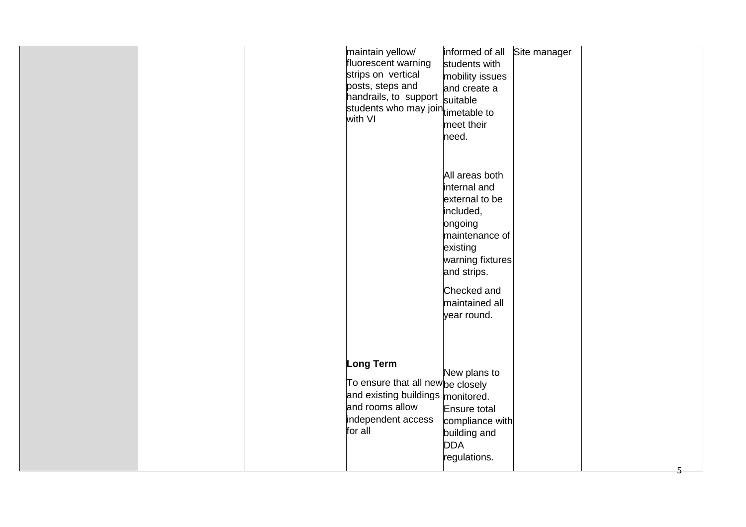| | | | | | | |
|---|---|---|---|---|---|---|
| | | | maintain yellow/ fluorescent warning strips on vertical posts, steps and handrails, to support students who may join with VI | informed of all students with mobility issues and create a suitable timetable to meet their need.<br><br>All areas both internal and external to be included, ongoing maintenance of existing warning fixtures and strips.<br><br>Checked and maintained all year round. | Site manager | |
| | | | **Long Term**<br><br>To ensure that all new and existing buildings and rooms allow independent access for all | New plans to be closely monitored. Ensure total compliance with building and DDA regulations. | | |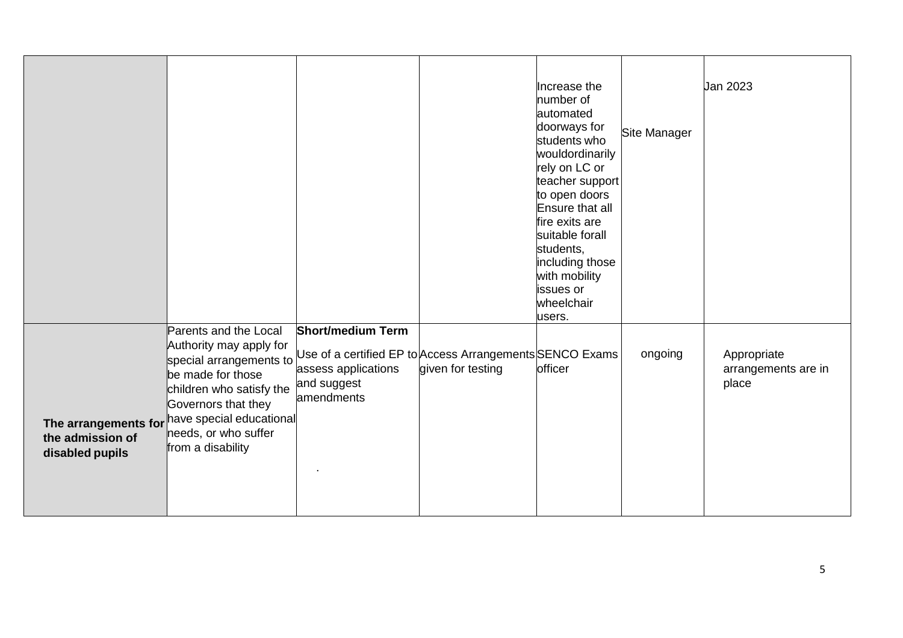| | | | | | | |
|---|---|---|---|---|---|---|
| | | | | Increase the number of automated doorways for students who wouldordinarily rely on LC or teacher support to open doors Ensure that all fire exits are suitable forall students, including those with mobility issues or wheelchair users. | Site Manager | Jan 2023 |
| **The arrangements for the admission of disabled pupils** | Parents and the Local Authority may apply for special arrangements to be made for those children who satisfy the Governors that they have special educational needs, or who suffer from a disability | **Short/medium Term**<br>Use of a certified EP to assess applications and suggest amendments<br>. | Access Arrangements given for testing | SENCO Exams officer | ongoing | Appropriate arrangements are in place |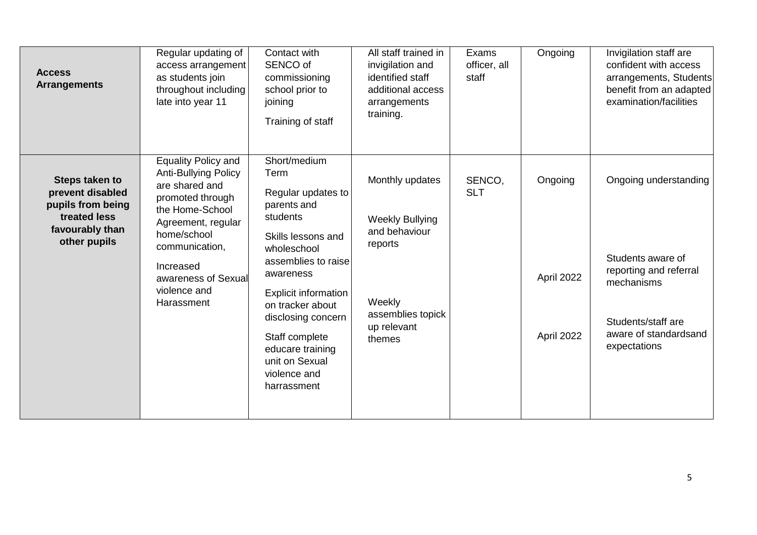| | | | | | | |
|---|---|---|---|---|---|---|
| **Access Arrangements** | Regular updating of access arrangement as students join throughout including late into year 11 | Contact with SENCO of commissioning school prior to joining<br><br>Training of staff | All staff trained in invigilation and identified staff additional access arrangements training. | Exams officer, all staff | Ongoing | Invigilation staff are confident with access arrangements, Students benefit from an adapted examination/facilities |
| **Steps taken to prevent disabled pupils from being treated less favourably than other pupils** | Equality Policy and Anti-Bullying Policy are shared and promoted through the Home-School Agreement, regular home/school communication,<br><br>Increased awareness of Sexual violence and Harassment | Short/medium Term<br><br>Regular updates to parents and students<br><br>Skills lessons and wholeschool assemblies to raise awareness<br><br>Explicit information on tracker about disclosing concern<br><br>Staff complete educare training unit on Sexual violence and harrassment | Monthly updates<br><br>Weekly Bullying and behaviour reports<br><br>Weekly assemblies topick up relevant themes | SENCO, SLT | Ongoing<br><br>April 2022<br><br>April 2022 | Ongoing understanding<br><br>Students aware of reporting and referral mechanisms<br><br>Students/staff are aware of standardsand expectations |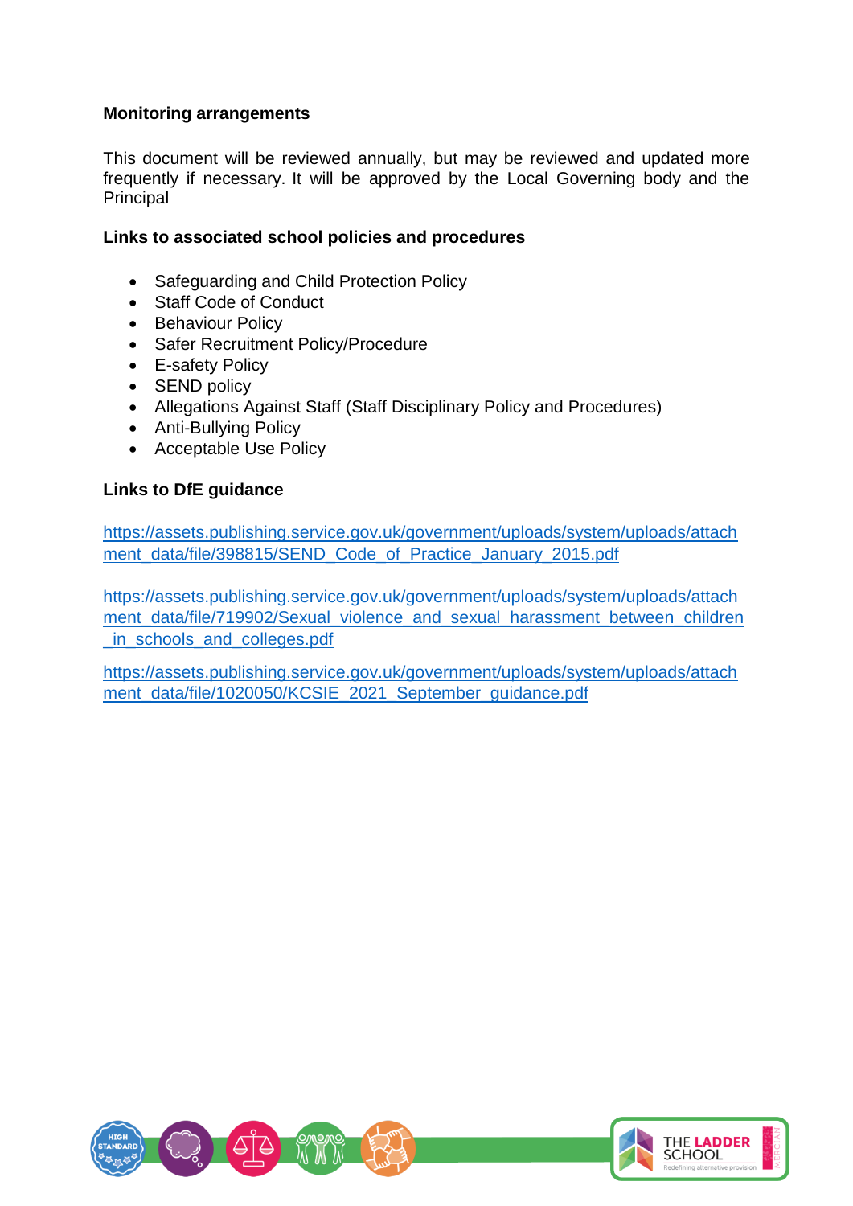**Monitoring arrangements**

This document will be reviewed annually, but may be reviewed and updated more frequently if necessary. It will be approved by the Local Governing body and the Principal

**Links to associated school policies and procedures**

- Safeguarding and Child Protection Policy
- Staff Code of Conduct
- Behaviour Policy
- Safer Recruitment Policy/Procedure
- E-safety Policy
- SEND policy
- Allegations Against Staff (Staff Disciplinary Policy and Procedures)
- Anti-Bullying Policy
- Acceptable Use Policy

**Links to DfE guidance**

https://assets.publishing.service.gov.uk/government/uploads/system/uploads/attachment_data/file/398815/SEND_Code_of_Practice_January_2015.pdf

https://assets.publishing.service.gov.uk/government/uploads/system/uploads/attachment_data/file/719902/Sexual_violence_and_sexual_harassment_between_children_in_schools_and_colleges.pdf

https://assets.publishing.service.gov.uk/government/uploads/system/uploads/attachment_data/file/1020050/KCSIE_2021_September_guidance.pdf